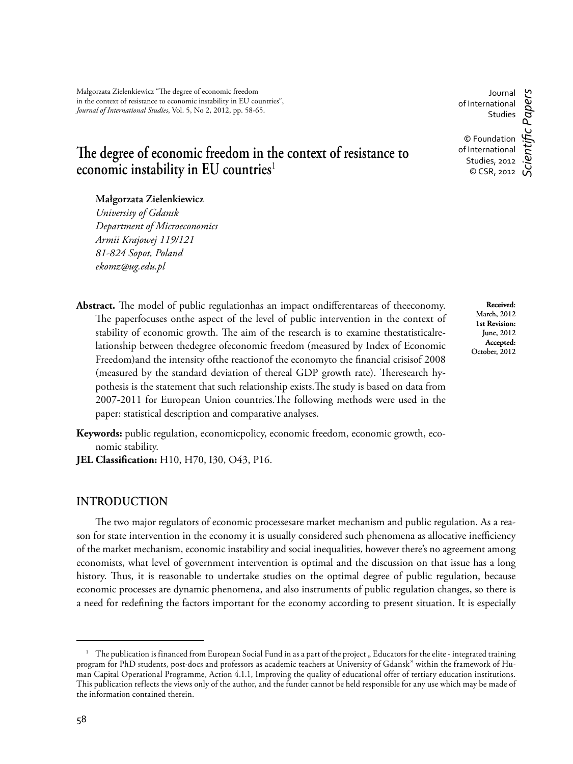Małgorzata Zielenkiewicz "The degree of economic freedom in the context of resistance to economic instability in EU countries", *Journal of International Studies*, Vol. 5, No 2, 2012, pp. 58-65.

Journal of International Studies

© Foundation of International Studies, 2012
© CSR, 2012

*Scientific Papers*

# The degree of economic freedom in the context of resistance to economic instability in EU countries[1]

**Małgorzata Zielenkiewicz**
*University of Gdansk*
*Department of Microeconomics*
*Armii Krajowej 119/121*
*81-824 Sopot, Poland*
*ekomz@ug.edu.pl*

**Received:** March, 2012
**1st Revision:** June, 2012
**Accepted:** October, 2012

**Abstract.** The model of public regulationhas an impact ondifferentareas of theeconomy. The paperfocuses onthe aspect of the level of public intervention in the context of stability of economic growth. The aim of the research is to examine thestatisticalrelationship between thedegree ofeconomic freedom (measured by Index of Economic Freedom)and the intensity ofthe reactionof the economyto the financial crisisof 2008 (measured by the standard deviation of thereal GDP growth rate). Theresearch hypothesis is the statement that such relationship exists.The study is based on data from 2007-2011 for European Union countries.The following methods were used in the paper: statistical description and comparative analyses.

**Keywords:** public regulation, economicpolicy, economic freedom, economic growth, economic stability.

**JEL Classification:** H10, H70, I30, O43, P16.

## INTRODUCTION

The two major regulators of economic processesare market mechanism and public regulation. As a reason for state intervention in the economy it is usually considered such phenomena as allocative inefficiency of the market mechanism, economic instability and social inequalities, however there's no agreement among economists, what level of government intervention is optimal and the discussion on that issue has a long history. Thus, it is reasonable to undertake studies on the optimal degree of public regulation, because economic processes are dynamic phenomena, and also instruments of public regulation changes, so there is a need for redefining the factors important for the economy according to present situation. It is especially

[1] The publication is financed from European Social Fund in as a part of the project „ Educators for the elite - integrated training program for PhD students, post-docs and professors as academic teachers at University of Gdansk" within the framework of Human Capital Operational Programme, Action 4.1.1, Improving the quality of educational offer of tertiary education institutions. This publication reflects the views only of the author, and the funder cannot be held responsible for any use which may be made of the information contained therein.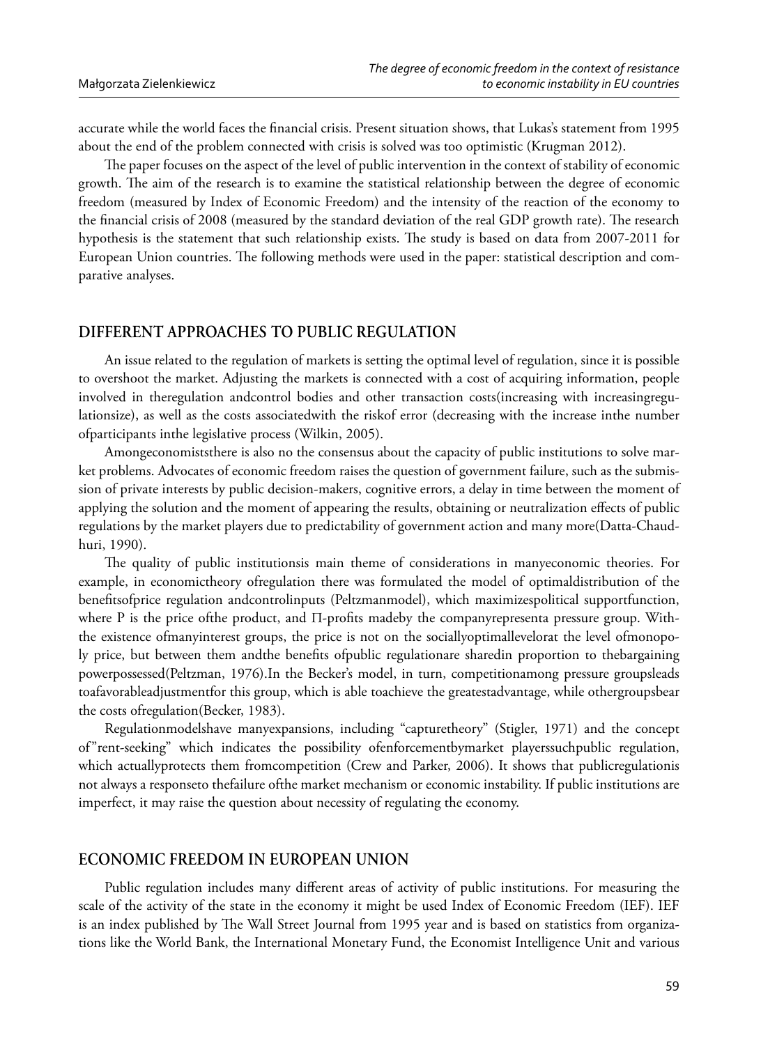accurate while the world faces the financial crisis. Present situation shows, that Lukas's statement from 1995 about the end of the problem connected with crisis is solved was too optimistic (Krugman 2012).

The paper focuses on the aspect of the level of public intervention in the context of stability of economic growth. The aim of the research is to examine the statistical relationship between the degree of economic freedom (measured by Index of Economic Freedom) and the intensity of the reaction of the economy to the financial crisis of 2008 (measured by the standard deviation of the real GDP growth rate). The research hypothesis is the statement that such relationship exists. The study is based on data from 2007-2011 for European Union countries. The following methods were used in the paper: statistical description and comparative analyses.

## DIFFERENT APPROACHES TO PUBLIC REGULATION

An issue related to the regulation of markets is setting the optimal level of regulation, since it is possible to overshoot the market. Adjusting the markets is connected with a cost of acquiring information, people involved in theregulation andcontrol bodies and other transaction costs(increasing with increasingregulationsize), as well as the costs associatedwith the riskof error (decreasing with the increase inthe number ofparticipants inthe legislative process (Wilkin, 2005).

Amongeconomiststhere is also no the consensus about the capacity of public institutions to solve market problems. Advocates of economic freedom raises the question of government failure, such as the submission of private interests by public decision-makers, cognitive errors, a delay in time between the moment of applying the solution and the moment of appearing the results, obtaining or neutralization effects of public regulations by the market players due to predictability of government action and many more(Datta-Chaudhuri, 1990).

The quality of public institutionsis main theme of considerations in manyeconomic theories. For example, in economictheory ofregulation there was formulated the model of optimaldistribution of the benefitsofprice regulation andcontrolinputs (Peltzmanmodel), which maximizespolitical supportfunction, where P is the price ofthe product, and Π-profits madeby the companyrepresenta pressure group. Withthe existence ofmanyinterest groups, the price is not on the sociallyoptimallevelorat the level ofmonopoly price, but between them andthe benefits ofpublic regulationare sharedin proportion to thebargaining powerpossessed(Peltzman, 1976).In the Becker's model, in turn, competitionamong pressure groupsleads toafavorableadjustmentfor this group, which is able toachieve the greatestadvantage, while othergroupsbear the costs ofregulation(Becker, 1983).

Regulationmodelshave manyexpansions, including "capturetheory" (Stigler, 1971) and the concept of"rent-seeking" which indicates the possibility ofenforcementbymarket playerssuchpublic regulation, which actuallyprotects them fromcompetition (Crew and Parker, 2006). It shows that publicregulationis not always a responseto thefailure ofthe market mechanism or economic instability. If public institutions are imperfect, it may raise the question about necessity of regulating the economy.

## ECONOMIC FREEDOM IN EUROPEAN UNION

Public regulation includes many different areas of activity of public institutions. For measuring the scale of the activity of the state in the economy it might be used Index of Economic Freedom (IEF). IEF is an index published by The Wall Street Journal from 1995 year and is based on statistics from organizations like the World Bank, the International Monetary Fund, the Economist Intelligence Unit and various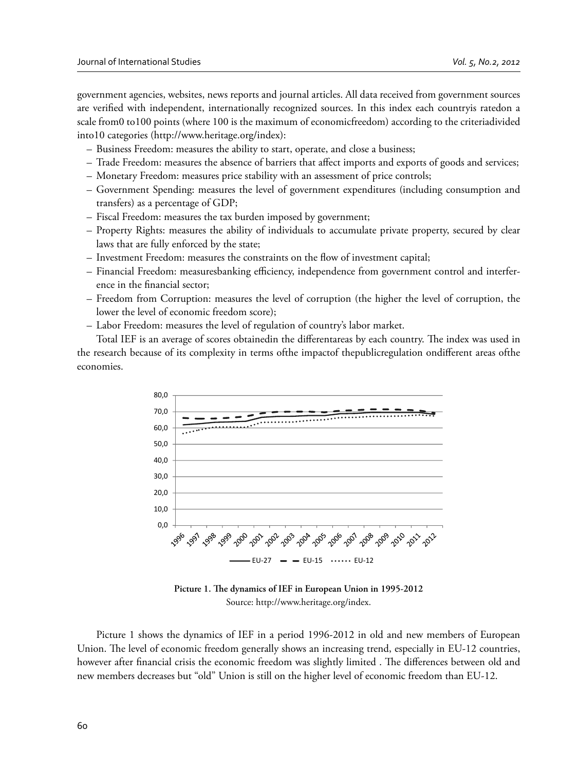government agencies, websites, news reports and journal articles. All data received from government sources are verified with independent, internationally recognized sources. In this index each countryis ratedon a scale from0 to100 points (where 100 is the maximum of economicfreedom) according to the criteriadivided into10 categories (http://www.heritage.org/index):

- Business Freedom: measures the ability to start, operate, and close a business;
- Trade Freedom: measures the absence of barriers that affect imports and exports of goods and services;
- Monetary Freedom: measures price stability with an assessment of price controls;
- Government Spending: measures the level of government expenditures (including consumption and transfers) as a percentage of GDP;
- Fiscal Freedom: measures the tax burden imposed by government;
- Property Rights: measures the ability of individuals to accumulate private property, secured by clear laws that are fully enforced by the state;
- Investment Freedom: measures the constraints on the flow of investment capital;
- Financial Freedom: measuresbanking efficiency, independence from government control and interference in the financial sector;
- Freedom from Corruption: measures the level of corruption (the higher the level of corruption, the lower the level of economic freedom score);
- Labor Freedom: measures the level of regulation of country's labor market.

Total IEF is an average of scores obtainedin the differentareas by each country. The index was used in the research because of its complexity in terms ofthe impactof thepublicregulation ondifferent areas ofthe economies.

**Picture 1. The dynamics of IEF in European Union in 1995-2012**

Source: http://www.heritage.org/index.

Picture 1 shows the dynamics of IEF in a period 1996-2012 in old and new members of European Union. The level of economic freedom generally shows an increasing trend, especially in EU-12 countries, however after financial crisis the economic freedom was slightly limited . The differences between old and new members decreases but "old" Union is still on the higher level of economic freedom than EU-12.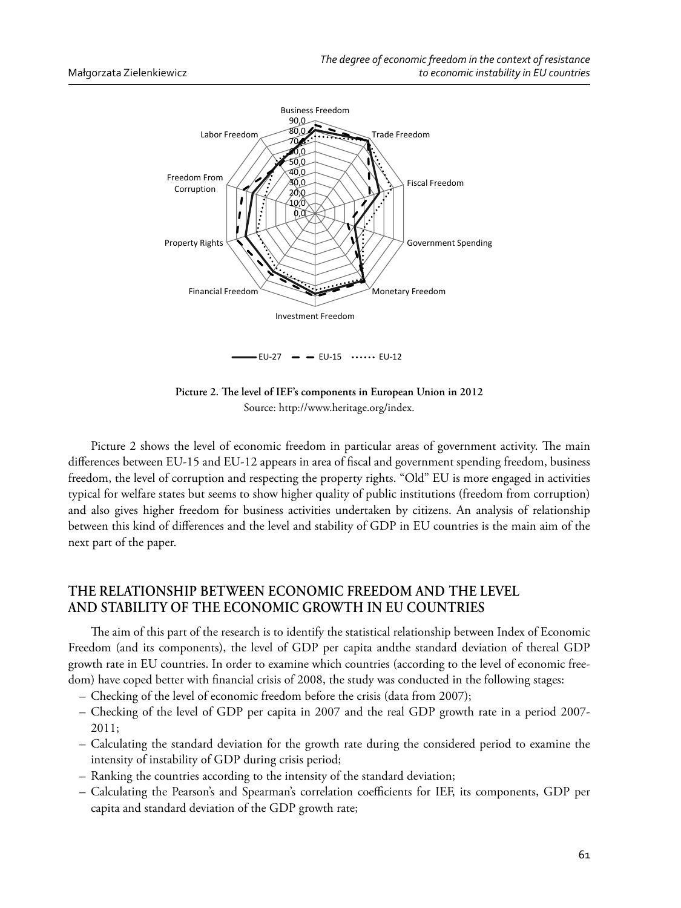Picture 2. The level of IEF's components in European Union in 2012

Source: http://www.heritage.org/index.

Picture 2 shows the level of economic freedom in particular areas of government activity. The main differences between EU-15 and EU-12 appears in area of fiscal and government spending freedom, business freedom, the level of corruption and respecting the property rights. "Old" EU is more engaged in activities typical for welfare states but seems to show higher quality of public institutions (freedom from corruption) and also gives higher freedom for business activities undertaken by citizens. An analysis of relationship between this kind of differences and the level and stability of GDP in EU countries is the main aim of the next part of the paper.

## THE RELATIONSHIP BETWEEN ECONOMIC FREEDOM AND THE LEVEL AND STABILITY OF THE ECONOMIC GROWTH IN EU COUNTRIES

The aim of this part of the research is to identify the statistical relationship between Index of Economic Freedom (and its components), the level of GDP per capita andthe standard deviation of thereal GDP growth rate in EU countries. In order to examine which countries (according to the level of economic freedom) have coped better with financial crisis of 2008, the study was conducted in the following stages:

- Checking of the level of economic freedom before the crisis (data from 2007);
- Checking of the level of GDP per capita in 2007 and the real GDP growth rate in a period 2007-2011;
- Calculating the standard deviation for the growth rate during the considered period to examine the intensity of instability of GDP during crisis period;
- Ranking the countries according to the intensity of the standard deviation;
- Calculating the Pearson's and Spearman's correlation coefficients for IEF, its components, GDP per capita and standard deviation of the GDP growth rate;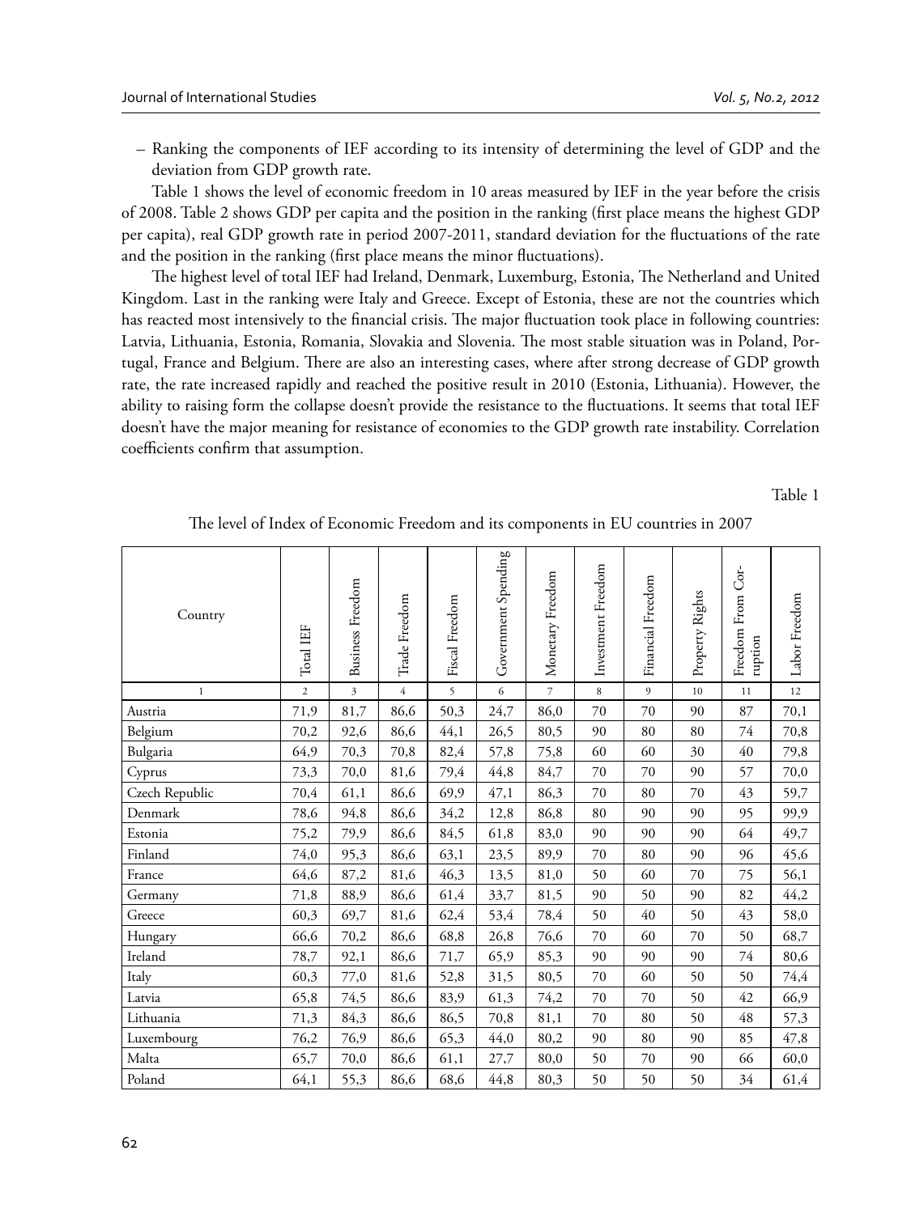– Ranking the components of IEF according to its intensity of determining the level of GDP and the deviation from GDP growth rate.

Table 1 shows the level of economic freedom in 10 areas measured by IEF in the year before the crisis of 2008. Table 2 shows GDP per capita and the position in the ranking (first place means the highest GDP per capita), real GDP growth rate in period 2007-2011, standard deviation for the fluctuations of the rate and the position in the ranking (first place means the minor fluctuations).

The highest level of total IEF had Ireland, Denmark, Luxemburg, Estonia, The Netherland and United Kingdom. Last in the ranking were Italy and Greece. Except of Estonia, these are not the countries which has reacted most intensively to the financial crisis. The major fluctuation took place in following countries: Latvia, Lithuania, Estonia, Romania, Slovakia and Slovenia. The most stable situation was in Poland, Portugal, France and Belgium. There are also an interesting cases, where after strong decrease of GDP growth rate, the rate increased rapidly and reached the positive result in 2010 (Estonia, Lithuania). However, the ability to raising form the collapse doesn't provide the resistance to the fluctuations. It seems that total IEF doesn't have the major meaning for resistance of economies to the GDP growth rate instability. Correlation coefficients confirm that assumption.

Table 1

The level of Index of Economic Freedom and its components in EU countries in 2007

| Country | Total IEF | Business Freedom | Trade Freedom | Fiscal Freedom | Government Spending | Monetary Freedom | Investment Freedom | Financial Freedom | Property Rights | Freedom From Corruption | Labor Freedom |
|---|---|---|---|---|---|---|---|---|---|---|---|
| 1 | 2 | 3 | 4 | 5 | 6 | 7 | 8 | 9 | 10 | 11 | 12 |
| Austria | 71,9 | 81,7 | 86,6 | 50,3 | 24,7 | 86,0 | 70 | 70 | 90 | 87 | 70,1 |
| Belgium | 70,2 | 92,6 | 86,6 | 44,1 | 26,5 | 80,5 | 90 | 80 | 80 | 74 | 70,8 |
| Bulgaria | 64,9 | 70,3 | 70,8 | 82,4 | 57,8 | 75,8 | 60 | 60 | 30 | 40 | 79,8 |
| Cyprus | 73,3 | 70,0 | 81,6 | 79,4 | 44,8 | 84,7 | 70 | 70 | 90 | 57 | 70,0 |
| Czech Republic | 70,4 | 61,1 | 86,6 | 69,9 | 47,1 | 86,3 | 70 | 80 | 70 | 43 | 59,7 |
| Denmark | 78,6 | 94,8 | 86,6 | 34,2 | 12,8 | 86,8 | 80 | 90 | 90 | 95 | 99,9 |
| Estonia | 75,2 | 79,9 | 86,6 | 84,5 | 61,8 | 83,0 | 90 | 90 | 90 | 64 | 49,7 |
| Finland | 74,0 | 95,3 | 86,6 | 63,1 | 23,5 | 89,9 | 70 | 80 | 90 | 96 | 45,6 |
| France | 64,6 | 87,2 | 81,6 | 46,3 | 13,5 | 81,0 | 50 | 60 | 70 | 75 | 56,1 |
| Germany | 71,8 | 88,9 | 86,6 | 61,4 | 33,7 | 81,5 | 90 | 50 | 90 | 82 | 44,2 |
| Greece | 60,3 | 69,7 | 81,6 | 62,4 | 53,4 | 78,4 | 50 | 40 | 50 | 43 | 58,0 |
| Hungary | 66,6 | 70,2 | 86,6 | 68,8 | 26,8 | 76,6 | 70 | 60 | 70 | 50 | 68,7 |
| Ireland | 78,7 | 92,1 | 86,6 | 71,7 | 65,9 | 85,3 | 90 | 90 | 90 | 74 | 80,6 |
| Italy | 60,3 | 77,0 | 81,6 | 52,8 | 31,5 | 80,5 | 70 | 60 | 50 | 50 | 74,4 |
| Latvia | 65,8 | 74,5 | 86,6 | 83,9 | 61,3 | 74,2 | 70 | 70 | 50 | 42 | 66,9 |
| Lithuania | 71,3 | 84,3 | 86,6 | 86,5 | 70,8 | 81,1 | 70 | 80 | 50 | 48 | 57,3 |
| Luxembourg | 76,2 | 76,9 | 86,6 | 65,3 | 44,0 | 80,2 | 90 | 80 | 90 | 85 | 47,8 |
| Malta | 65,7 | 70,0 | 86,6 | 61,1 | 27,7 | 80,0 | 50 | 70 | 90 | 66 | 60,0 |
| Poland | 64,1 | 55,3 | 86,6 | 68,6 | 44,8 | 80,3 | 50 | 50 | 50 | 34 | 61,4 |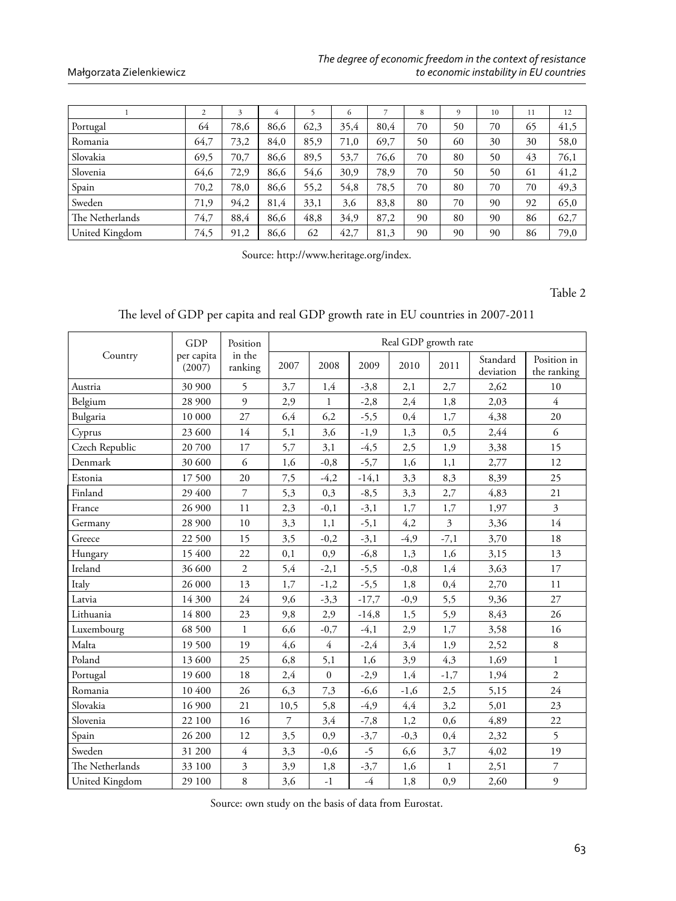| 1 | 2 | 3 | 4 | 5 | 6 | 7 | 8 | 9 | 10 | 11 | 12 |
|---|---|---|---|---|---|---|---|---|---|---|---|
| Portugal | 64 | 78,6 | 86,6 | 62,3 | 35,4 | 80,4 | 70 | 50 | 70 | 65 | 41,5 |
| Romania | 64,7 | 73,2 | 84,0 | 85,9 | 71,0 | 69,7 | 50 | 60 | 30 | 30 | 58,0 |
| Slovakia | 69,5 | 70,7 | 86,6 | 89,5 | 53,7 | 76,6 | 70 | 80 | 50 | 43 | 76,1 |
| Slovenia | 64,6 | 72,9 | 86,6 | 54,6 | 30,9 | 78,9 | 70 | 50 | 50 | 61 | 41,2 |
| Spain | 70,2 | 78,0 | 86,6 | 55,2 | 54,8 | 78,5 | 70 | 80 | 70 | 70 | 49,3 |
| Sweden | 71,9 | 94,2 | 81,4 | 33,1 | 3,6 | 83,8 | 80 | 70 | 90 | 92 | 65,0 |
| The Netherlands | 74,7 | 88,4 | 86,6 | 48,8 | 34,9 | 87,2 | 90 | 80 | 90 | 86 | 62,7 |
| United Kingdom | 74,5 | 91,2 | 86,6 | 62 | 42,7 | 81,3 | 90 | 90 | 90 | 86 | 79,0 |

Source: http://www.heritage.org/index.

Table 2

The level of GDP per capita and real GDP growth rate in EU countries in 2007-2011

| Country | GDP per capita (2007) | Position in the ranking | Real GDP growth rate | | | | | | |
|---|---|---|---|---|---|---|---|---|---|
| | | | 2007 | 2008 | 2009 | 2010 | 2011 | Standard deviation | Position in the ranking |
| Austria | 30 900 | 5 | 3,7 | 1,4 | -3,8 | 2,1 | 2,7 | 2,62 | 10 |
| Belgium | 28 900 | 9 | 2,9 | 1 | -2,8 | 2,4 | 1,8 | 2,03 | 4 |
| Bulgaria | 10 000 | 27 | 6,4 | 6,2 | -5,5 | 0,4 | 1,7 | 4,38 | 20 |
| Cyprus | 23 600 | 14 | 5,1 | 3,6 | -1,9 | 1,3 | 0,5 | 2,44 | 6 |
| Czech Republic | 20 700 | 17 | 5,7 | 3,1 | -4,5 | 2,5 | 1,9 | 3,38 | 15 |
| Denmark | 30 600 | 6 | 1,6 | -0,8 | -5,7 | 1,6 | 1,1 | 2,77 | 12 |
| Estonia | 17 500 | 20 | 7,5 | -4,2 | -14,1 | 3,3 | 8,3 | 8,39 | 25 |
| Finland | 29 400 | 7 | 5,3 | 0,3 | -8,5 | 3,3 | 2,7 | 4,83 | 21 |
| France | 26 900 | 11 | 2,3 | -0,1 | -3,1 | 1,7 | 1,7 | 1,97 | 3 |
| Germany | 28 900 | 10 | 3,3 | 1,1 | -5,1 | 4,2 | 3 | 3,36 | 14 |
| Greece | 22 500 | 15 | 3,5 | -0,2 | -3,1 | -4,9 | -7,1 | 3,70 | 18 |
| Hungary | 15 400 | 22 | 0,1 | 0,9 | -6,8 | 1,3 | 1,6 | 3,15 | 13 |
| Ireland | 36 600 | 2 | 5,4 | -2,1 | -5,5 | -0,8 | 1,4 | 3,63 | 17 |
| Italy | 26 000 | 13 | 1,7 | -1,2 | -5,5 | 1,8 | 0,4 | 2,70 | 11 |
| Latvia | 14 300 | 24 | 9,6 | -3,3 | -17,7 | -0,9 | 5,5 | 9,36 | 27 |
| Lithuania | 14 800 | 23 | 9,8 | 2,9 | -14,8 | 1,5 | 5,9 | 8,43 | 26 |
| Luxembourg | 68 500 | 1 | 6,6 | -0,7 | -4,1 | 2,9 | 1,7 | 3,58 | 16 |
| Malta | 19 500 | 19 | 4,6 | 4 | -2,4 | 3,4 | 1,9 | 2,52 | 8 |
| Poland | 13 600 | 25 | 6,8 | 5,1 | 1,6 | 3,9 | 4,3 | 1,69 | 1 |
| Portugal | 19 600 | 18 | 2,4 | 0 | -2,9 | 1,4 | -1,7 | 1,94 | 2 |
| Romania | 10 400 | 26 | 6,3 | 7,3 | -6,6 | -1,6 | 2,5 | 5,15 | 24 |
| Slovakia | 16 900 | 21 | 10,5 | 5,8 | -4,9 | 4,4 | 3,2 | 5,01 | 23 |
| Slovenia | 22 100 | 16 | 7 | 3,4 | -7,8 | 1,2 | 0,6 | 4,89 | 22 |
| Spain | 26 200 | 12 | 3,5 | 0,9 | -3,7 | -0,3 | 0,4 | 2,32 | 5 |
| Sweden | 31 200 | 4 | 3,3 | -0,6 | -5 | 6,6 | 3,7 | 4,02 | 19 |
| The Netherlands | 33 100 | 3 | 3,9 | 1,8 | -3,7 | 1,6 | 1 | 2,51 | 7 |
| United Kingdom | 29 100 | 8 | 3,6 | -1 | -4 | 1,8 | 0,9 | 2,60 | 9 |

Source: own study on the basis of data from Eurostat.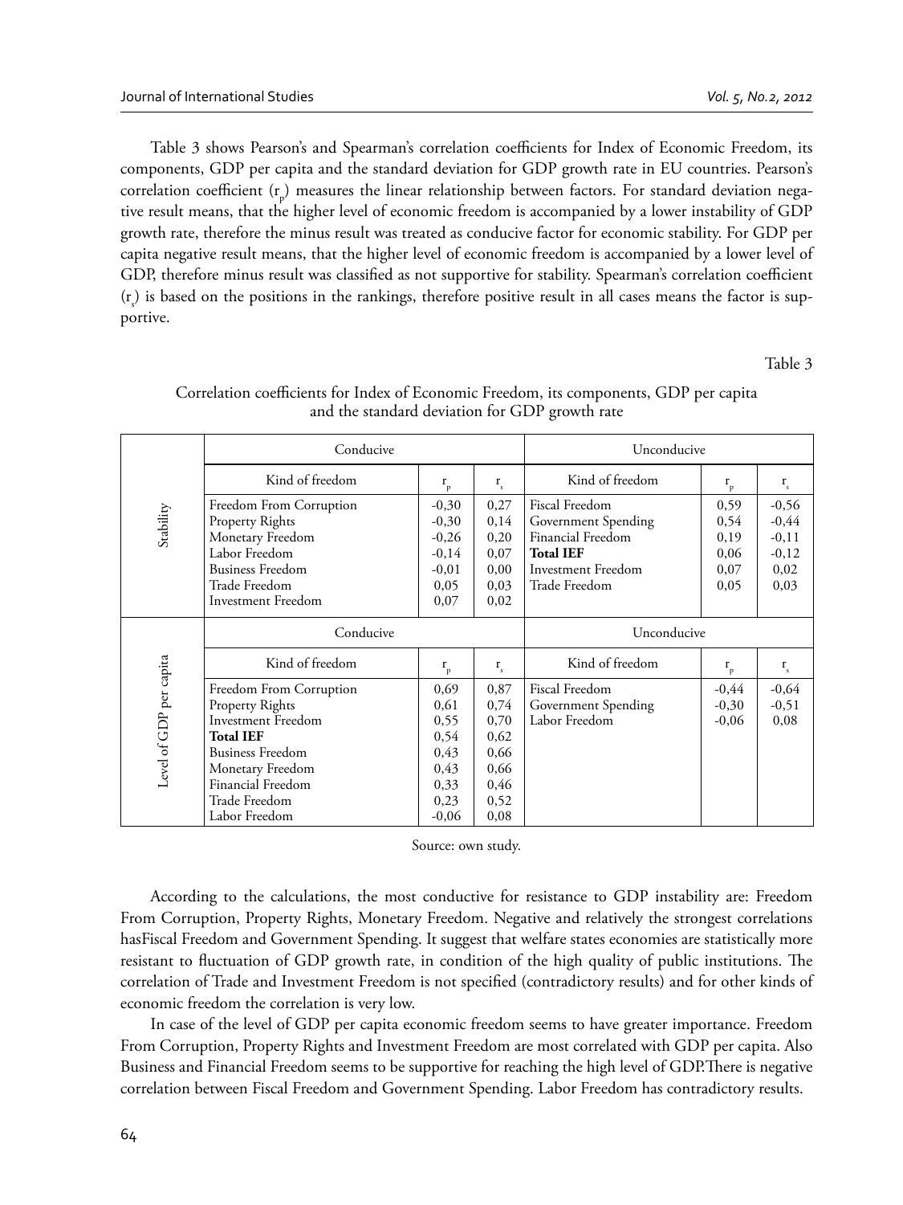Table 3 shows Pearson's and Spearman's correlation coefficients for Index of Economic Freedom, its components, GDP per capita and the standard deviation for GDP growth rate in EU countries. Pearson's correlation coefficient ($r_p$) measures the linear relationship between factors. For standard deviation negative result means, that the higher level of economic freedom is accompanied by a lower instability of GDP growth rate, therefore the minus result was treated as conducive factor for economic stability. For GDP per capita negative result means, that the higher level of economic freedom is accompanied by a lower level of GDP, therefore minus result was classified as not supportive for stability. Spearman's correlation coefficient ($r_s$) is based on the positions in the rankings, therefore positive result in all cases means the factor is supportive.

Table 3

Correlation coefficients for Index of Economic Freedom, its components, GDP per capita and the standard deviation for GDP growth rate

| | Conducive | | | Unconducive | | |
|---|---|---|---|---|---|---|
| | Kind of freedom | $r_p$ | $r_s$ | Kind of freedom | $r_p$ | $r_s$ |
| Stability | Freedom From Corruption | -0,30 | 0,27 | Fiscal Freedom | 0,59 | -0,56 |
| | Property Rights | -0,30 | 0,14 | Government Spending | 0,54 | -0,44 |
| | Monetary Freedom | -0,26 | 0,20 | Financial Freedom | 0,19 | -0,11 |
| | Labor Freedom | -0,14 | 0,07 | **Total IEF** | 0,06 | -0,12 |
| | Business Freedom | -0,01 | 0,00 | Investment Freedom | 0,07 | 0,02 |
| | Trade Freedom | 0,05 | 0,03 | Trade Freedom | 0,05 | 0,03 |
| | Investment Freedom | 0,07 | 0,02 | | | |
| | Conducive | | | Unconducive | | |
| | Kind of freedom | $r_p$ | $r_s$ | Kind of freedom | $r_p$ | $r_s$ |
| Level of GDP per capita | Freedom From Corruption | 0,69 | 0,87 | Fiscal Freedom | -0,44 | -0,64 |
| | Property Rights | 0,61 | 0,74 | Government Spending | -0,30 | -0,51 |
| | Investment Freedom | 0,55 | 0,70 | Labor Freedom | -0,06 | 0,08 |
| | **Total IEF** | 0,54 | 0,62 | | | |
| | Business Freedom | 0,43 | 0,66 | | | |
| | Monetary Freedom | 0,43 | 0,66 | | | |
| | Financial Freedom | 0,33 | 0,46 | | | |
| | Trade Freedom | 0,23 | 0,52 | | | |
| | Labor Freedom | -0,06 | 0,08 | | | |

Source: own study.

According to the calculations, the most conductive for resistance to GDP instability are: Freedom From Corruption, Property Rights, Monetary Freedom. Negative and relatively the strongest correlations hasFiscal Freedom and Government Spending. It suggest that welfare states economies are statistically more resistant to fluctuation of GDP growth rate, in condition of the high quality of public institutions. The correlation of Trade and Investment Freedom is not specified (contradictory results) and for other kinds of economic freedom the correlation is very low.

In case of the level of GDP per capita economic freedom seems to have greater importance. Freedom From Corruption, Property Rights and Investment Freedom are most correlated with GDP per capita. Also Business and Financial Freedom seems to be supportive for reaching the high level of GDP.There is negative correlation between Fiscal Freedom and Government Spending. Labor Freedom has contradictory results.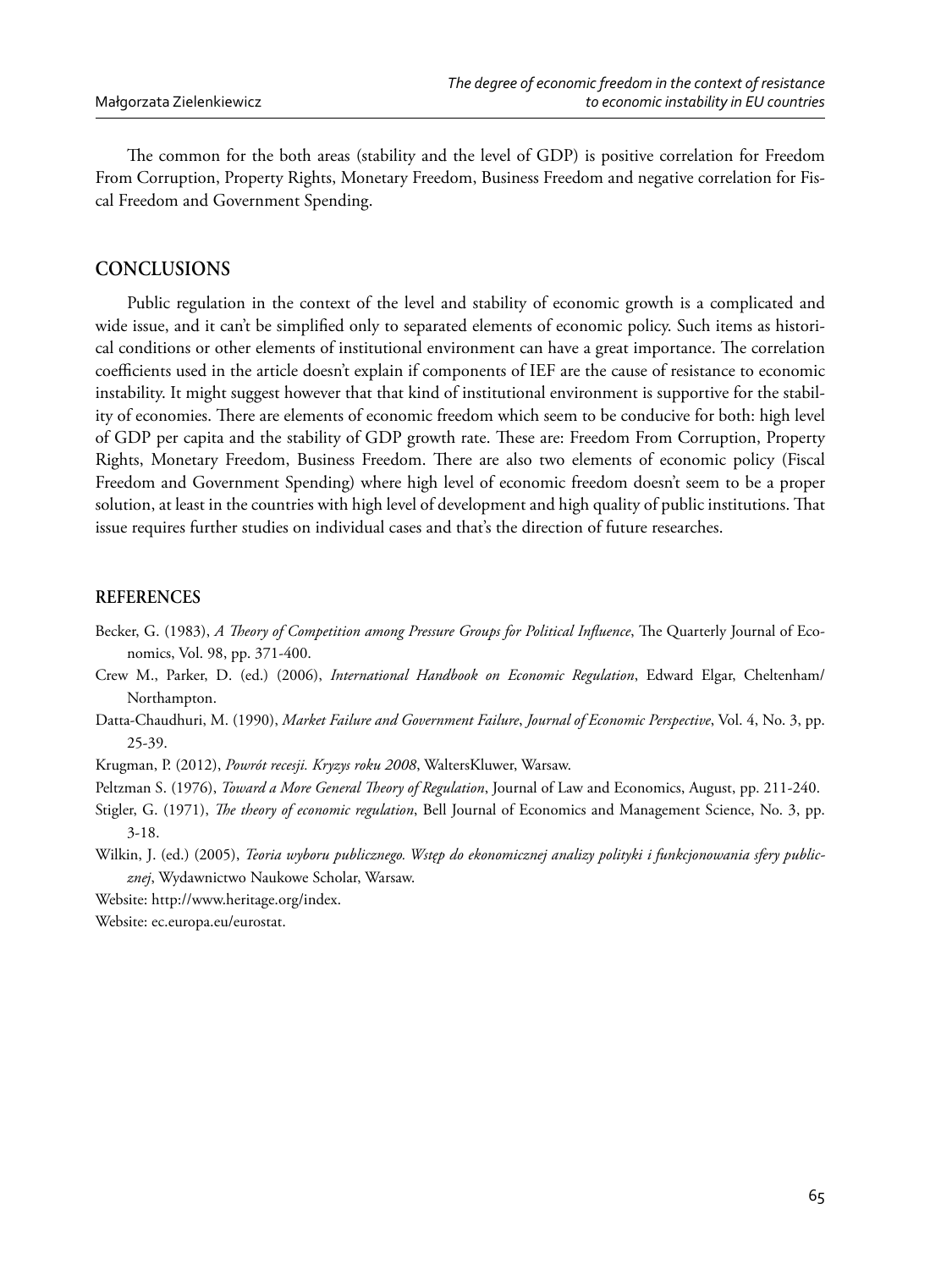The common for the both areas (stability and the level of GDP) is positive correlation for Freedom From Corruption, Property Rights, Monetary Freedom, Business Freedom and negative correlation for Fiscal Freedom and Government Spending.

## CONCLUSIONS

Public regulation in the context of the level and stability of economic growth is a complicated and wide issue, and it can't be simplified only to separated elements of economic policy. Such items as historical conditions or other elements of institutional environment can have a great importance. The correlation coefficients used in the article doesn't explain if components of IEF are the cause of resistance to economic instability. It might suggest however that that kind of institutional environment is supportive for the stability of economies. There are elements of economic freedom which seem to be conducive for both: high level of GDP per capita and the stability of GDP growth rate. These are: Freedom From Corruption, Property Rights, Monetary Freedom, Business Freedom. There are also two elements of economic policy (Fiscal Freedom and Government Spending) where high level of economic freedom doesn't seem to be a proper solution, at least in the countries with high level of development and high quality of public institutions. That issue requires further studies on individual cases and that's the direction of future researches.

### REFERENCES

Becker, G. (1983), *A Theory of Competition among Pressure Groups for Political Influence*, The Quarterly Journal of Economics, Vol. 98, pp. 371-400.

Crew M., Parker, D. (ed.) (2006), *International Handbook on Economic Regulation*, Edward Elgar, Cheltenham/ Northampton.

Datta-Chaudhuri, M. (1990), *Market Failure and Government Failure*, *Journal of Economic Perspective*, Vol. 4, No. 3, pp. 25-39.

Krugman, P. (2012), *Powrót recesji. Kryzys roku 2008*, WaltersKluwer, Warsaw.

Peltzman S. (1976), *Toward a More General Theory of Regulation*, Journal of Law and Economics, August, pp. 211-240.

Stigler, G. (1971), *The theory of economic regulation*, Bell Journal of Economics and Management Science, No. 3, pp. 3-18.

Wilkin, J. (ed.) (2005), *Teoria wyboru publicznego. Wstęp do ekonomicznej analizy polityki i funkcjonowania sfery publicznej*, Wydawnictwo Naukowe Scholar, Warsaw.

Website: http://www.heritage.org/index.

Website: ec.europa.eu/eurostat.